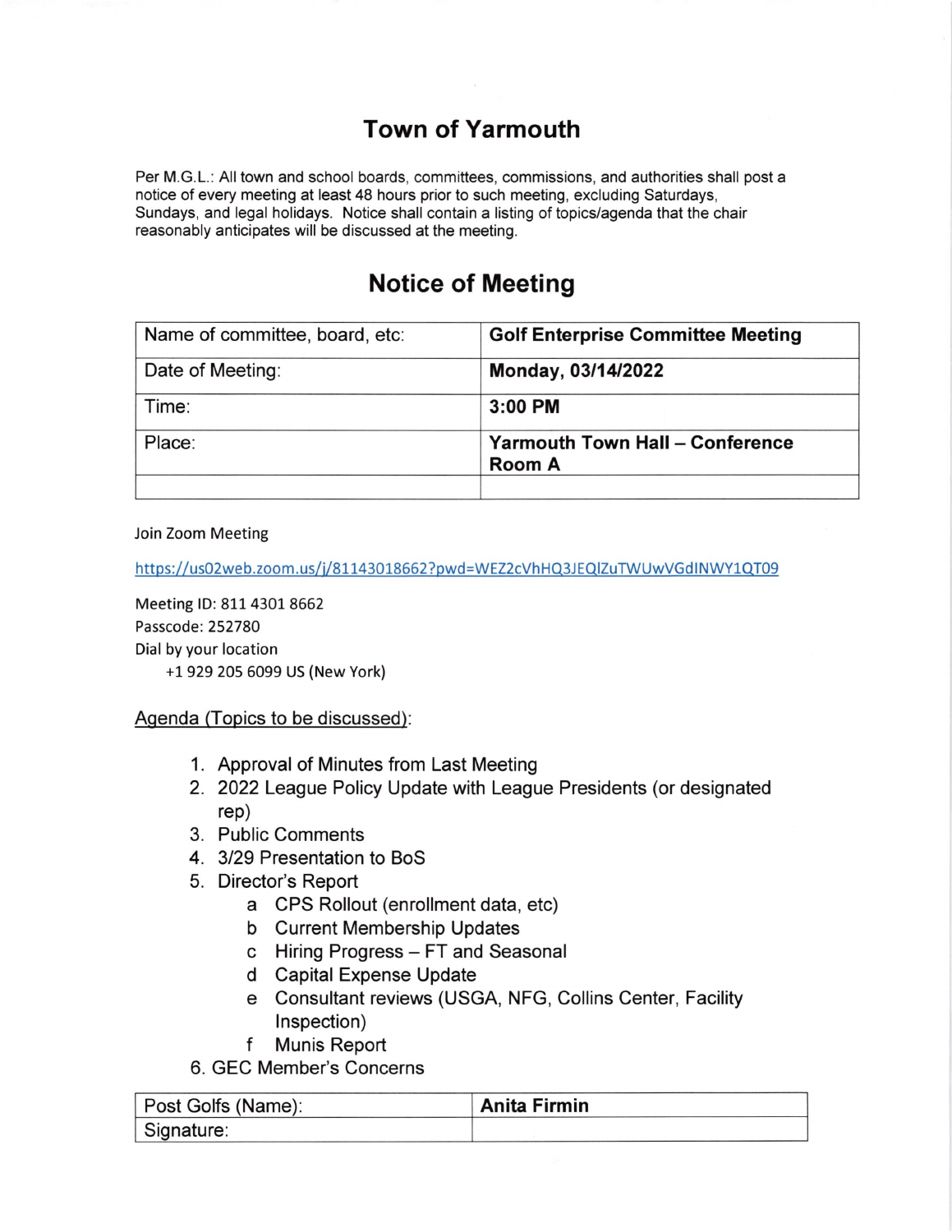# Town of Yarmouth

Per M.G.L.: All town and school boards, committees, commissions, and authorities shall post a notice of every meeting at least 48 hours prior to such meeting, excluding Saturdays, Sundays, and legal holidays. Notice shall contain a listing of topics/agenda that the chair reasonably anticipates will be discussed at the meeting.

## Notice of Meeting

| Name of committee, board, etc: | **Golf Enterprise Committee Meeting** |
|---|---|
| Date of Meeting: | **Monday, 03/14/2022** |
| Time: | **3:00 PM** |
| Place: | **Yarmouth Town Hall – Conference Room A** |
| | |

Join Zoom Meeting

https://us02web.zoom.us/j/81143018662?pwd=WEZ2cVhHQ3JEQlZuTWUwVGdlNWY1QT09

Meeting ID: 811 4301 8662
Passcode: 252780
Dial by your location
+1 929 205 6099 US (New York)

Agenda (Topics to be discussed):

1. Approval of Minutes from Last Meeting
2. 2022 League Policy Update with League Presidents (or designated rep)
3. Public Comments
4. 3/29 Presentation to BoS
5. Director's Report
   a. CPS Rollout (enrollment data, etc)
   b. Current Membership Updates
   c. Hiring Progress – FT and Seasonal
   d. Capital Expense Update
   e. Consultant reviews (USGA, NFG, Collins Center, Facility Inspection)
   f. Munis Report
6. GEC Member's Concerns

| Post Golfs (Name): | **Anita Firmin** |
|---|---|
| Signature: | |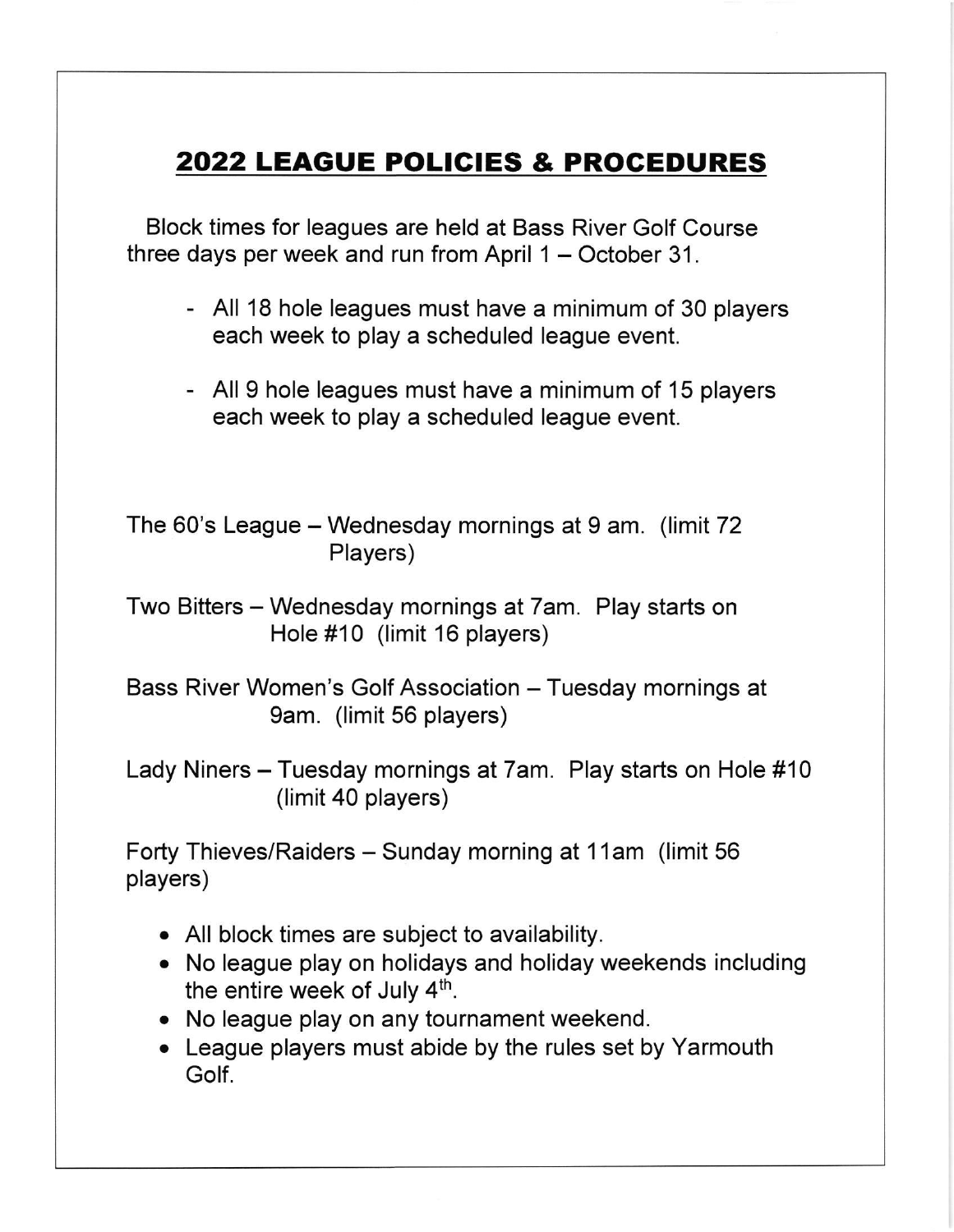# 2022 LEAGUE POLICIES & PROCEDURES

Block times for leagues are held at Bass River Golf Course three days per week and run from April 1 – October 31.

- All 18 hole leagues must have a minimum of 30 players each week to play a scheduled league event.
- All 9 hole leagues must have a minimum of 15 players each week to play a scheduled league event.

The 60's League – Wednesday mornings at 9 am. (limit 72 Players)

Two Bitters – Wednesday mornings at 7am. Play starts on Hole #10 (limit 16 players)

Bass River Women's Golf Association – Tuesday mornings at 9am. (limit 56 players)

Lady Niners – Tuesday mornings at 7am. Play starts on Hole #10 (limit 40 players)

Forty Thieves/Raiders – Sunday morning at 11am (limit 56 players)

- All block times are subject to availability.
- No league play on holidays and holiday weekends including the entire week of July 4th.
- No league play on any tournament weekend.
- League players must abide by the rules set by Yarmouth Golf.